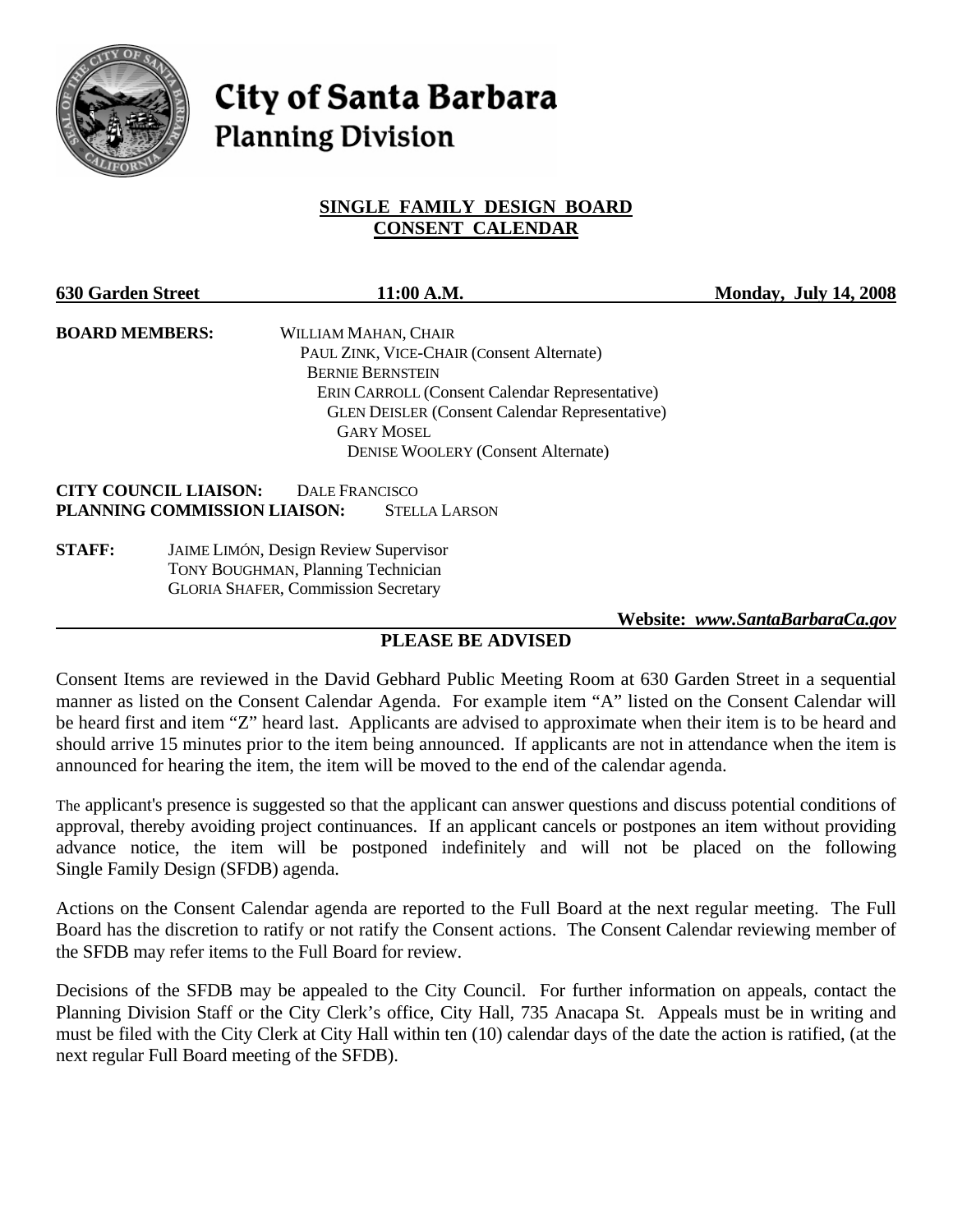# City of Santa Barbara
## Planning Division

### SINGLE FAMILY DESIGN BOARD CONSENT CALENDAR

**630 Garden Street** **11:00 A.M.** **Monday, July 14, 2008**

**BOARD MEMBERS:**
WILLIAM MAHAN, CHAIR
PAUL ZINK, VICE-CHAIR (Consent Alternate)
BERNIE BERNSTEIN
ERIN CARROLL (Consent Calendar Representative)
GLEN DEISLER (Consent Calendar Representative)
GARY MOSEL
DENISE WOOLERY (Consent Alternate)

**CITY COUNCIL LIAISON:** DALE FRANCISCO
**PLANNING COMMISSION LIAISON:** STELLA LARSON

**STAFF:**
JAIME LIMÓN, Design Review Supervisor
TONY BOUGHMAN, Planning Technician
GLORIA SHAFER, Commission Secretary

**Website: *www.SantaBarbaraCa.gov***

**PLEASE BE ADVISED**

Consent Items are reviewed in the David Gebhard Public Meeting Room at 630 Garden Street in a sequential manner as listed on the Consent Calendar Agenda. For example item "A" listed on the Consent Calendar will be heard first and item "Z" heard last. Applicants are advised to approximate when their item is to be heard and should arrive 15 minutes prior to the item being announced. If applicants are not in attendance when the item is announced for hearing the item, the item will be moved to the end of the calendar agenda.

The applicant's presence is suggested so that the applicant can answer questions and discuss potential conditions of approval, thereby avoiding project continuances. If an applicant cancels or postpones an item without providing advance notice, the item will be postponed indefinitely and will not be placed on the following Single Family Design (SFDB) agenda.

Actions on the Consent Calendar agenda are reported to the Full Board at the next regular meeting. The Full Board has the discretion to ratify or not ratify the Consent actions. The Consent Calendar reviewing member of the SFDB may refer items to the Full Board for review.

Decisions of the SFDB may be appealed to the City Council. For further information on appeals, contact the Planning Division Staff or the City Clerk's office, City Hall, 735 Anacapa St. Appeals must be in writing and must be filed with the City Clerk at City Hall within ten (10) calendar days of the date the action is ratified, (at the next regular Full Board meeting of the SFDB).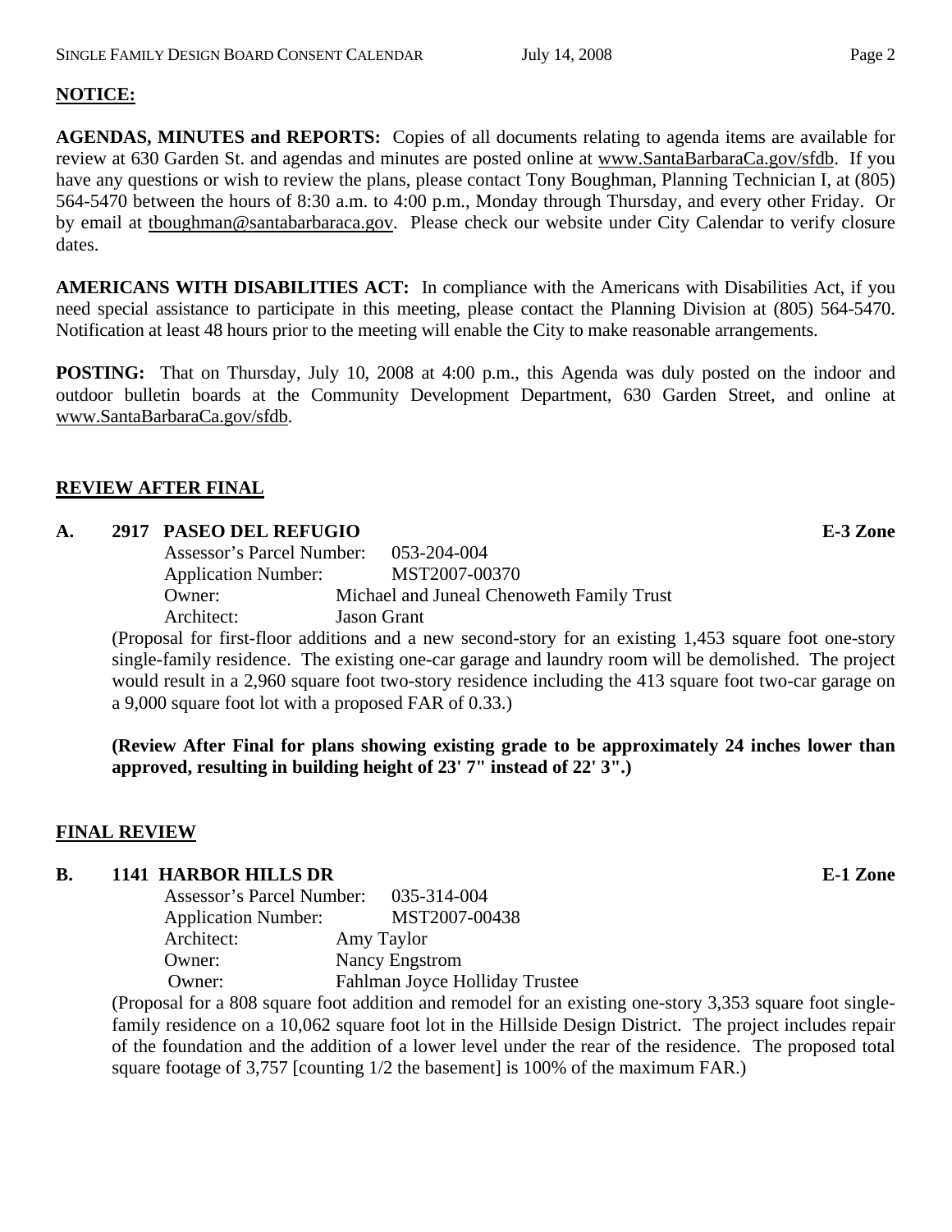**NOTICE:**

**AGENDAS, MINUTES and REPORTS:** Copies of all documents relating to agenda items are available for review at 630 Garden St. and agendas and minutes are posted online at www.SantaBarbaraCa.gov/sfdb. If you have any questions or wish to review the plans, please contact Tony Boughman, Planning Technician I, at (805) 564-5470 between the hours of 8:30 a.m. to 4:00 p.m., Monday through Thursday, and every other Friday. Or by email at tboughman@santabarbaraca.gov. Please check our website under City Calendar to verify closure dates.

**AMERICANS WITH DISABILITIES ACT:** In compliance with the Americans with Disabilities Act, if you need special assistance to participate in this meeting, please contact the Planning Division at (805) 564-5470. Notification at least 48 hours prior to the meeting will enable the City to make reasonable arrangements.

**POSTING:** That on Thursday, July 10, 2008 at 4:00 p.m., this Agenda was duly posted on the indoor and outdoor bulletin boards at the Community Development Department, 630 Garden Street, and online at www.SantaBarbaraCa.gov/sfdb.

## REVIEW AFTER FINAL

**A. 2917 PASEO DEL REFUGIO** **E-3 Zone**

Assessor's Parcel Number: 053-204-004
Application Number: MST2007-00370
Owner: Michael and Juneal Chenoweth Family Trust
Architect: Jason Grant

(Proposal for first-floor additions and a new second-story for an existing 1,453 square foot one-story single-family residence. The existing one-car garage and laundry room will be demolished. The project would result in a 2,960 square foot two-story residence including the 413 square foot two-car garage on a 9,000 square foot lot with a proposed FAR of 0.33.)

**(Review After Final for plans showing existing grade to be approximately 24 inches lower than approved, resulting in building height of 23' 7" instead of 22' 3".)**

## FINAL REVIEW

**B. 1141 HARBOR HILLS DR** **E-1 Zone**

Assessor's Parcel Number: 035-314-004
Application Number: MST2007-00438
Architect: Amy Taylor
Owner: Nancy Engstrom
Owner: Fahlman Joyce Holliday Trustee

(Proposal for a 808 square foot addition and remodel for an existing one-story 3,353 square foot single-family residence on a 10,062 square foot lot in the Hillside Design District. The project includes repair of the foundation and the addition of a lower level under the rear of the residence. The proposed total square footage of 3,757 [counting 1/2 the basement] is 100% of the maximum FAR.)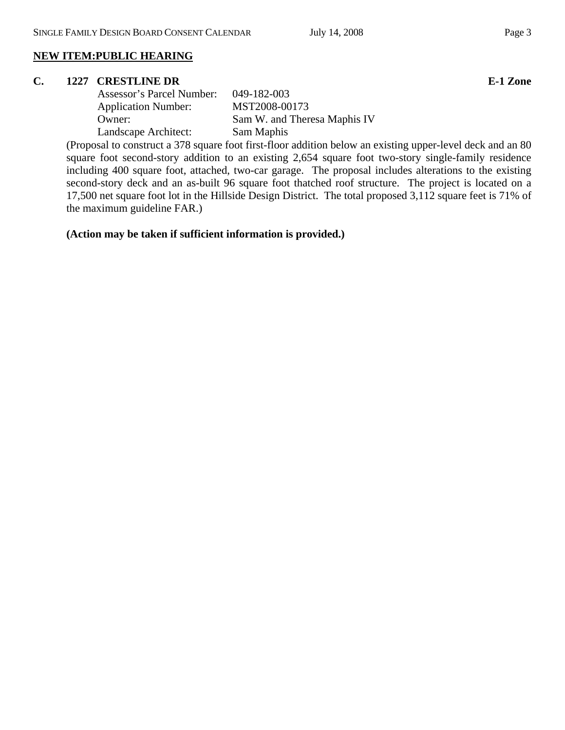**NEW ITEM:PUBLIC HEARING**

**C. 1227 CRESTLINE DR** **E-1 Zone**

| | |
|---|---|
| Assessor's Parcel Number: | 049-182-003 |
| Application Number: | MST2008-00173 |
| Owner: | Sam W. and Theresa Maphis IV |
| Landscape Architect: | Sam Maphis |

(Proposal to construct a 378 square foot first-floor addition below an existing upper-level deck and an 80 square foot second-story addition to an existing 2,654 square foot two-story single-family residence including 400 square foot, attached, two-car garage. The proposal includes alterations to the existing second-story deck and an as-built 96 square foot thatched roof structure. The project is located on a 17,500 net square foot lot in the Hillside Design District. The total proposed 3,112 square feet is 71% of the maximum guideline FAR.)

**(Action may be taken if sufficient information is provided.)**